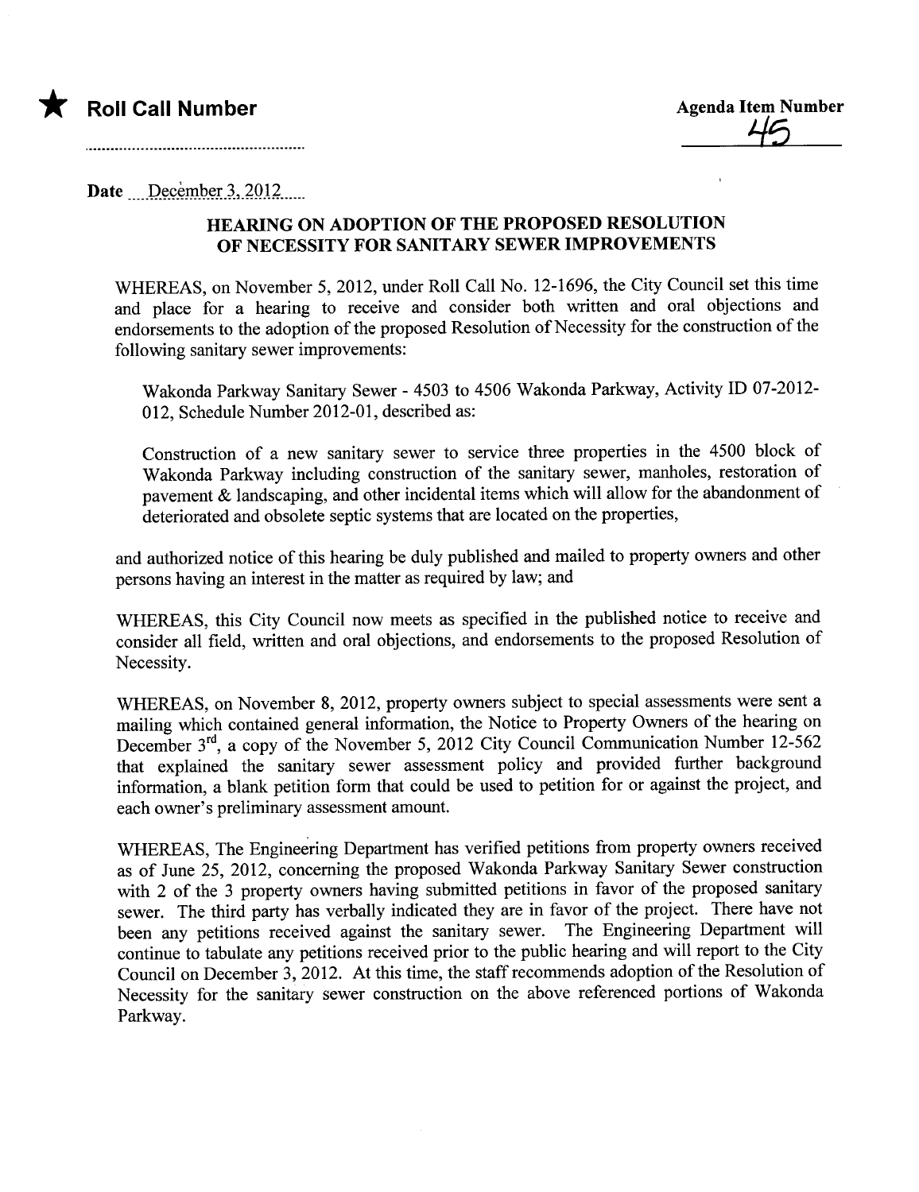★ **Roll Call Number**

**Agenda Item Number**
45

Date December 3, 2012

## HEARING ON ADOPTION OF THE PROPOSED RESOLUTION OF NECESSITY FOR SANITARY SEWER IMPROVEMENTS

WHEREAS, on November 5, 2012, under Roll Call No. 12-1696, the City Council set this time and place for a hearing to receive and consider both written and oral objections and endorsements to the adoption of the proposed Resolution of Necessity for the construction of the following sanitary sewer improvements:

Wakonda Parkway Sanitary Sewer - 4503 to 4506 Wakonda Parkway, Activity ID 07-2012-012, Schedule Number 2012-01, described as:

Construction of a new sanitary sewer to service three properties in the 4500 block of Wakonda Parkway including construction of the sanitary sewer, manholes, restoration of pavement & landscaping, and other incidental items which will allow for the abandonment of deteriorated and obsolete septic systems that are located on the properties,

and authorized notice of this hearing be duly published and mailed to property owners and other persons having an interest in the matter as required by law; and

WHEREAS, this City Council now meets as specified in the published notice to receive and consider all field, written and oral objections, and endorsements to the proposed Resolution of Necessity.

WHEREAS, on November 8, 2012, property owners subject to special assessments were sent a mailing which contained general information, the Notice to Property Owners of the hearing on December 3rd, a copy of the November 5, 2012 City Council Communication Number 12-562 that explained the sanitary sewer assessment policy and provided further background information, a blank petition form that could be used to petition for or against the project, and each owner's preliminary assessment amount.

WHEREAS, The Engineering Department has verified petitions from property owners received as of June 25, 2012, concerning the proposed Wakonda Parkway Sanitary Sewer construction with 2 of the 3 property owners having submitted petitions in favor of the proposed sanitary sewer. The third party has verbally indicated they are in favor of the project. There have not been any petitions received against the sanitary sewer. The Engineering Department will continue to tabulate any petitions received prior to the public hearing and will report to the City Council on December 3, 2012. At this time, the staff recommends adoption of the Resolution of Necessity for the sanitary sewer construction on the above referenced portions of Wakonda Parkway.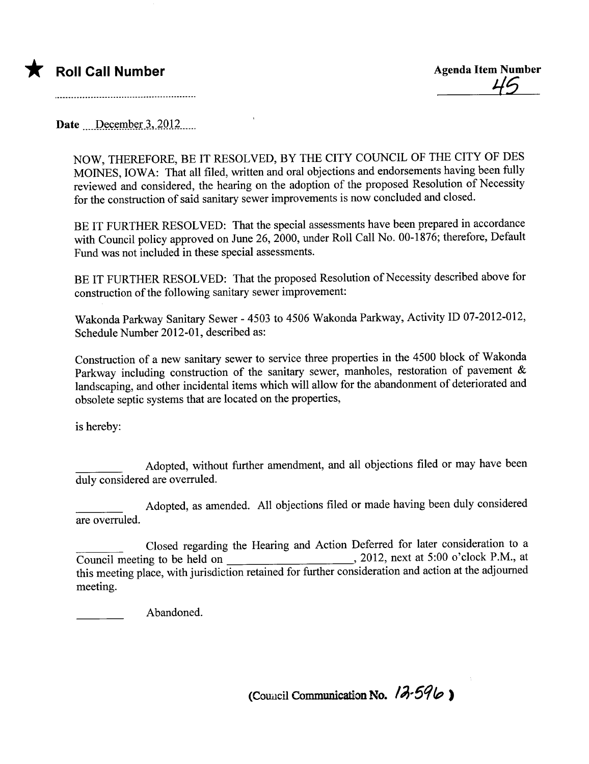★ **Roll Call Number**

**Agenda Item Number**
45

Date December 3, 2012

NOW, THEREFORE, BE IT RESOLVED, BY THE CITY COUNCIL OF THE CITY OF DES MOINES, IOWA: That all filed, written and oral objections and endorsements having been fully reviewed and considered, the hearing on the adoption of the proposed Resolution of Necessity for the construction of said sanitary sewer improvements is now concluded and closed.

BE IT FURTHER RESOLVED: That the special assessments have been prepared in accordance with Council policy approved on June 26, 2000, under Roll Call No. 00-1876; therefore, Default Fund was not included in these special assessments.

BE IT FURTHER RESOLVED: That the proposed Resolution of Necessity described above for construction of the following sanitary sewer improvement:

Wakonda Parkway Sanitary Sewer - 4503 to 4506 Wakonda Parkway, Activity ID 07-2012-012, Schedule Number 2012-01, described as:

Construction of a new sanitary sewer to service three properties in the 4500 block of Wakonda Parkway including construction of the sanitary sewer, manholes, restoration of pavement & landscaping, and other incidental items which will allow for the abandonment of deteriorated and obsolete septic systems that are located on the properties,

is hereby:

________ Adopted, without further amendment, and all objections filed or may have been duly considered are overruled.

________ Adopted, as amended. All objections filed or made having been duly considered are overruled.

________ Closed regarding the Hearing and Action Deferred for later consideration to a Council meeting to be held on ____________________, 2012, next at 5:00 o'clock P.M., at this meeting place, with jurisdiction retained for further consideration and action at the adjourned meeting.

________ Abandoned.

(Council Communication No. 12-596)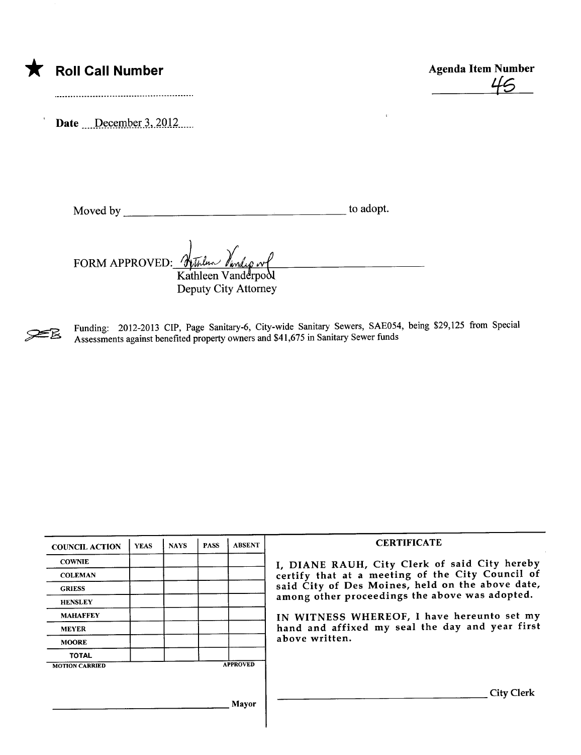★ **Roll Call Number**

........................................................

**Agenda Item Number**

45

Date December 3, 2012

Moved by ______________________________ to adopt.

FORM APPROVED: Kathleen Vanderpool
Kathleen Vanderpool
Deputy City Attorney

Funding: 2012-2013 CIP, Page Sanitary-6, City-wide Sanitary Sewers, SAE054, being $29,125 from Special Assessments against benefited property owners and $41,675 in Sanitary Sewer funds

| COUNCIL ACTION | YEAS | NAYS | PASS | ABSENT |
|---|---|---|---|---|
| COWNIE | | | | |
| COLEMAN | | | | |
| GRIESS | | | | |
| HENSLEY | | | | |
| MAHAFFEY | | | | |
| MEYER | | | | |
| MOORE | | | | |
| TOTAL | | | | |

MOTION CARRIED APPROVED

______________________________ Mayor

**CERTIFICATE**

I, DIANE RAUH, City Clerk of said City hereby certify that at a meeting of the City Council of said City of Des Moines, held on the above date, among other proceedings the above was adopted.

IN WITNESS WHEREOF, I have hereunto set my hand and affixed my seal the day and year first above written.

______________________________ City Clerk